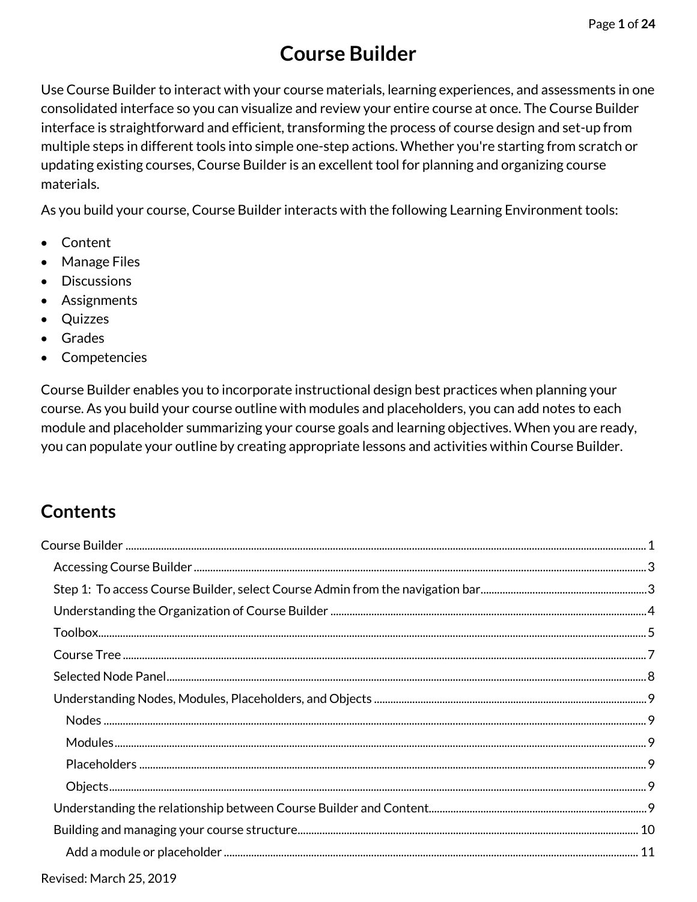# Course Builder

Use Course Builder to interact with your course materials, learning experiences, and assessments in one consolidated interface so you can visualize and review your entire course at once. The Course Builder interface is straightforward and efficient, transforming the process of course design and set-up from multiple steps in different tools into simple one-step actions. Whether you're starting from scratch or updating existing courses, Course Builder is an excellent tool for planning and organizing course materials.

As you build your course, Course Builder interacts with the following Learning Environment tools:

- Content
- Manage Files
- Discussions
- Assignments
- Quizzes
- Grades
- Competencies

Course Builder enables you to incorporate instructional design best practices when planning your course. As you build your course outline with modules and placeholders, you can add notes to each module and placeholder summarizing your course goals and learning objectives. When you are ready, you can populate your outline by creating appropriate lessons and activities within Course Builder.

## Contents

- Course Builder ........ 1
  - Accessing Course Builder ........ 3
  - Step 1: To access Course Builder, select Course Admin from the navigation bar ........ 3
  - Understanding the Organization of Course Builder ........ 4
  - Toolbox ........ 5
  - Course Tree ........ 7
  - Selected Node Panel ........ 8
  - Understanding Nodes, Modules, Placeholders, and Objects ........ 9
    - Nodes ........ 9
    - Modules ........ 9
    - Placeholders ........ 9
    - Objects ........ 9
  - Understanding the relationship between Course Builder and Content ........ 9
  - Building and managing your course structure ........ 10
    - Add a module or placeholder ........ 11

Revised: March 25, 2019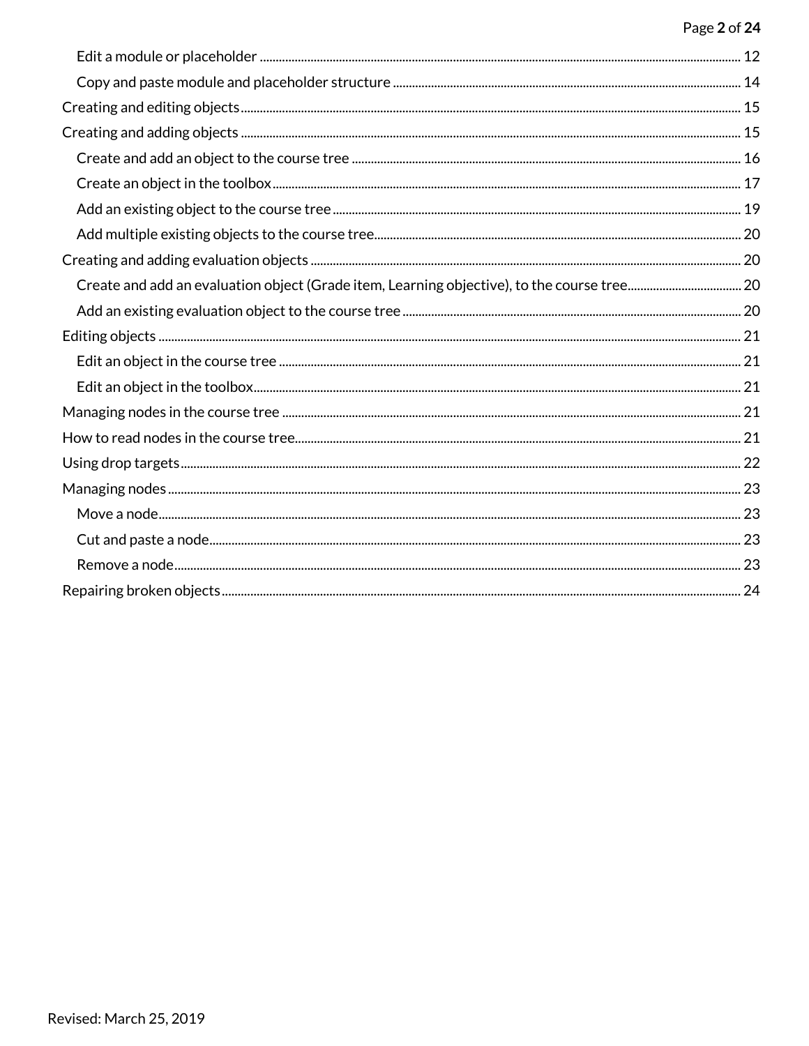- Edit a module or placeholder ............ 12
- Copy and paste module and placeholder structure ............ 14

Creating and editing objects ............ 15

Creating and adding objects ............ 15

- Create and add an object to the course tree ............ 16
- Create an object in the toolbox ............ 17
- Add an existing object to the course tree ............ 19
- Add multiple existing objects to the course tree ............ 20

Creating and adding evaluation objects ............ 20

- Create and add an evaluation object (Grade item, Learning objective), to the course tree ............ 20
- Add an existing evaluation object to the course tree ............ 20

Editing objects ............ 21

- Edit an object in the course tree ............ 21
- Edit an object in the toolbox ............ 21

Managing nodes in the course tree ............ 21

How to read nodes in the course tree ............ 21

Using drop targets ............ 22

Managing nodes ............ 23

- Move a node ............ 23
- Cut and paste a node ............ 23
- Remove a node ............ 23

Repairing broken objects ............ 24

Revised: March 25, 2019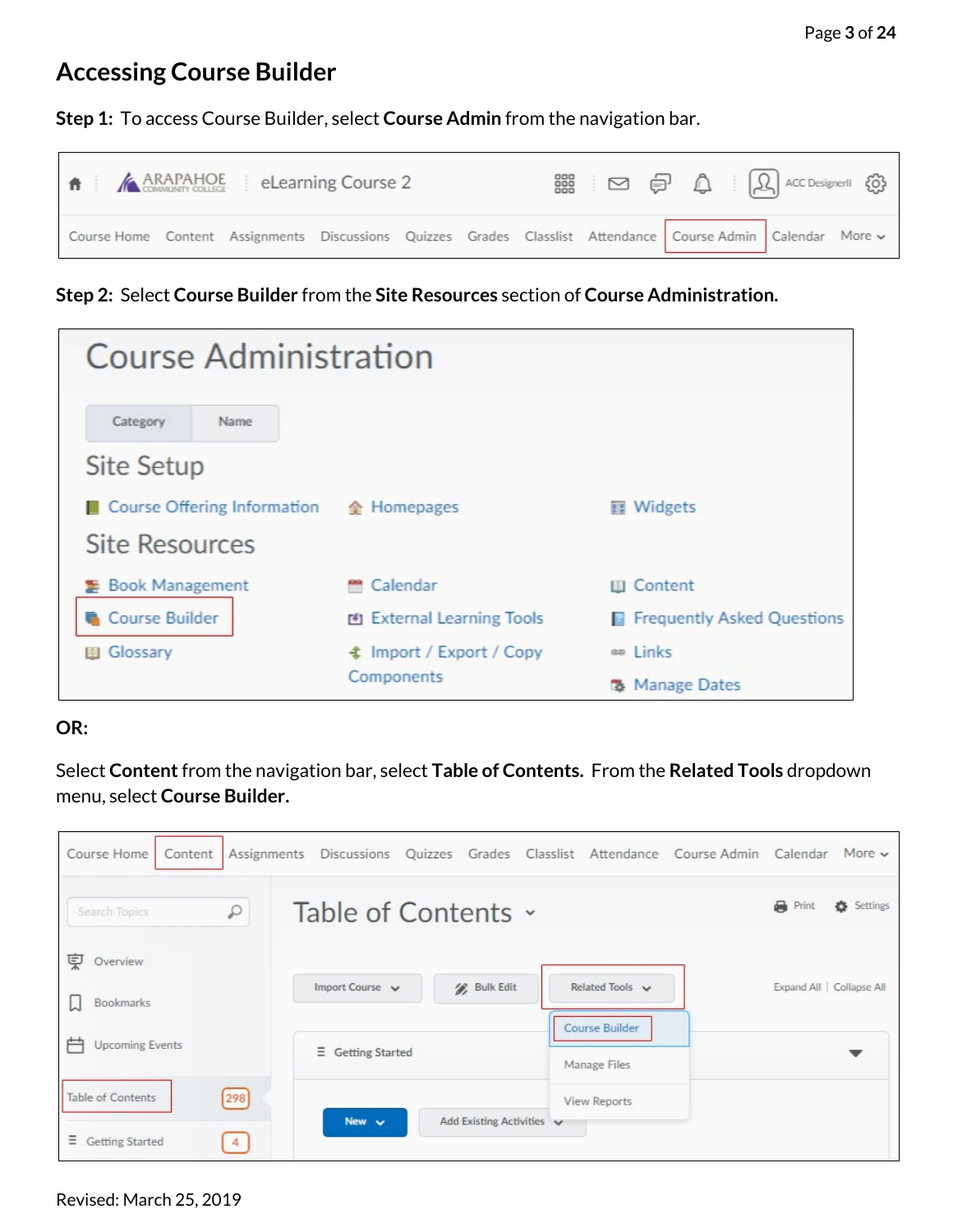## Accessing Course Builder

**Step 1:** To access Course Builder, select **Course Admin** from the navigation bar.

**Step 2:** Select **Course Builder** from the **Site Resources** section of **Course Administration.**

**OR:**

Select **Content** from the navigation bar, select **Table of Contents.** From the **Related Tools** dropdown menu, select **Course Builder.**

Revised: March 25, 2019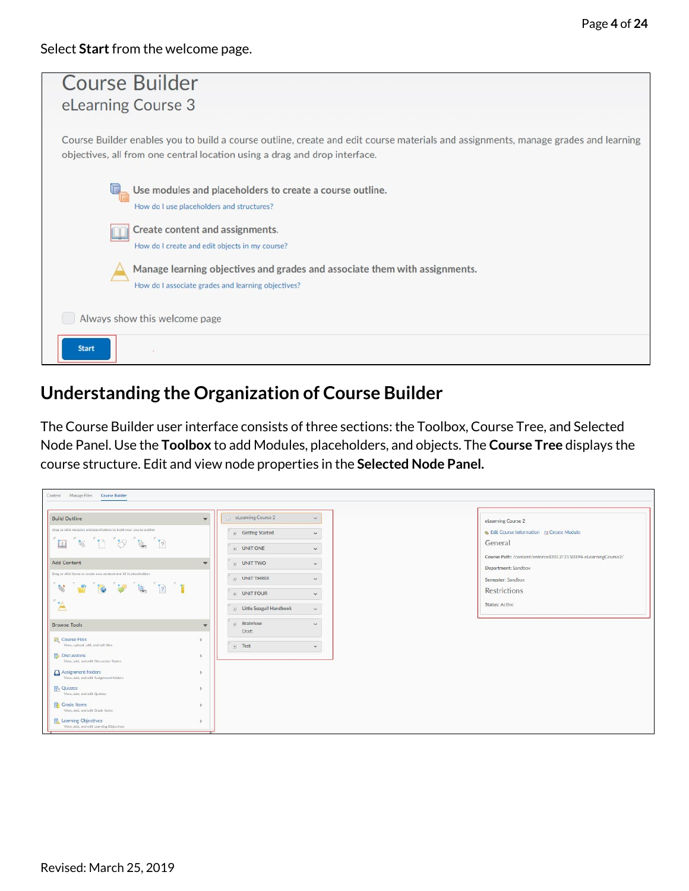Select **Start** from the welcome page.

## Understanding the Organization of Course Builder

The Course Builder user interface consists of three sections: the Toolbox, Course Tree, and Selected Node Panel. Use the **Toolbox** to add Modules, placeholders, and objects. The **Course Tree** displays the course structure. Edit and view node properties in the **Selected Node Panel.**

Revised: March 25, 2019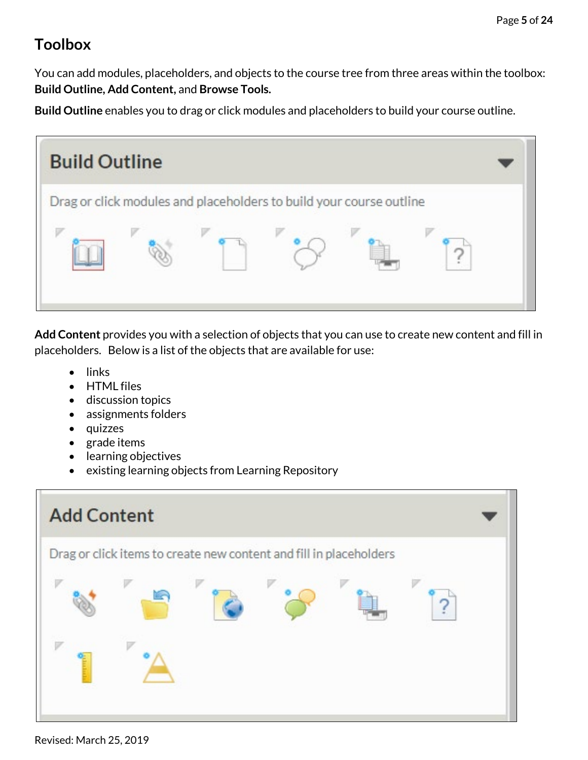# Toolbox

You can add modules, placeholders, and objects to the course tree from three areas within the toolbox: **Build Outline, Add Content,** and **Browse Tools.**

**Build Outline** enables you to drag or click modules and placeholders to build your course outline.

**Build Outline**

Drag or click modules and placeholders to build your course outline

**Add Content** provides you with a selection of objects that you can use to create new content and fill in placeholders. Below is a list of the objects that are available for use:

- links
- HTML files
- discussion topics
- assignments folders
- quizzes
- grade items
- learning objectives
- existing learning objects from Learning Repository

**Add Content**

Drag or click items to create new content and fill in placeholders

Revised: March 25, 2019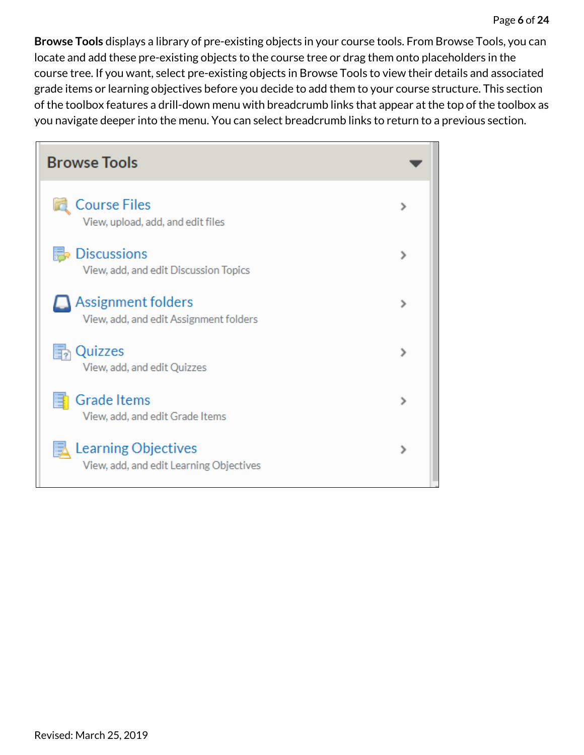**Browse Tools** displays a library of pre-existing objects in your course tools. From Browse Tools, you can locate and add these pre-existing objects to the course tree or drag them onto placeholders in the course tree. If you want, select pre-existing objects in Browse Tools to view their details and associated grade items or learning objectives before you decide to add them to your course structure. This section of the toolbox features a drill-down menu with breadcrumb links that appear at the top of the toolbox as you navigate deeper into the menu. You can select breadcrumb links to return to a previous section.

**Browse Tools**

- **Course Files** — View, upload, add, and edit files
- **Discussions** — View, add, and edit Discussion Topics
- **Assignment folders** — View, add, and edit Assignment folders
- **Quizzes** — View, add, and edit Quizzes
- **Grade Items** — View, add, and edit Grade Items
- **Learning Objectives** — View, add, and edit Learning Objectives

Revised: March 25, 2019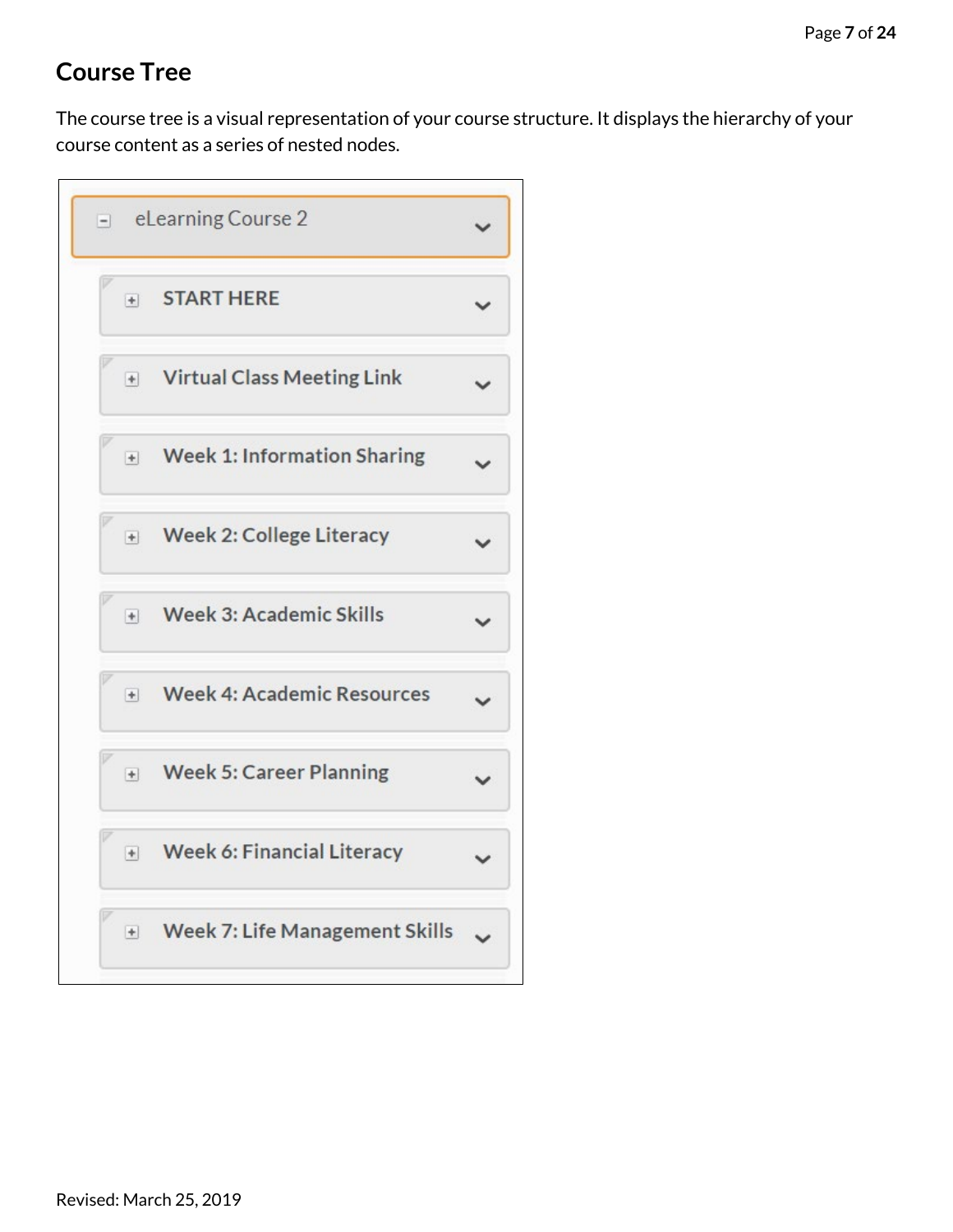## Course Tree

The course tree is a visual representation of your course structure. It displays the hierarchy of your course content as a series of nested nodes.

- eLearning Course 2
  - START HERE
  - Virtual Class Meeting Link
  - Week 1: Information Sharing
  - Week 2: College Literacy
  - Week 3: Academic Skills
  - Week 4: Academic Resources
  - Week 5: Career Planning
  - Week 6: Financial Literacy
  - Week 7: Life Management Skills

Revised: March 25, 2019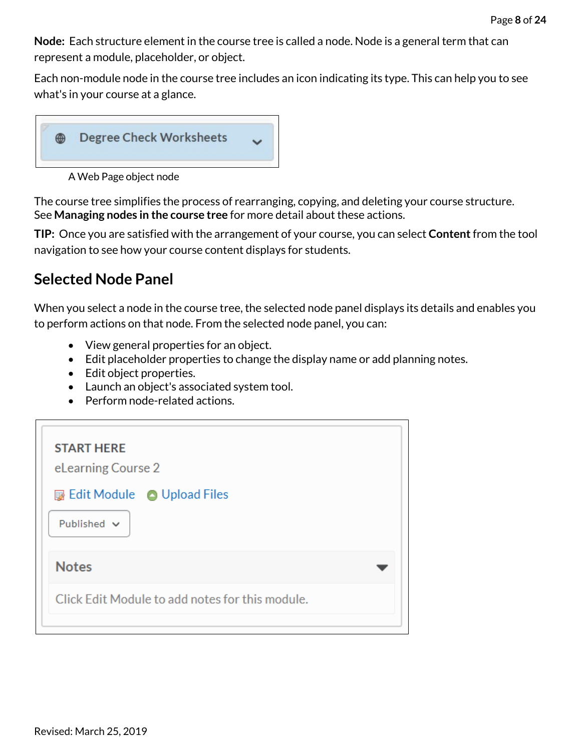**Node:** Each structure element in the course tree is called a node. Node is a general term that can represent a module, placeholder, or object.

Each non-module node in the course tree includes an icon indicating its type. This can help you to see what's in your course at a glance.

A Web Page object node

The course tree simplifies the process of rearranging, copying, and deleting your course structure. See **Managing nodes in the course tree** for more detail about these actions.

**TIP:** Once you are satisfied with the arrangement of your course, you can select **Content** from the tool navigation to see how your course content displays for students.

## Selected Node Panel

When you select a node in the course tree, the selected node panel displays its details and enables you to perform actions on that node. From the selected node panel, you can:

- View general properties for an object.
- Edit placeholder properties to change the display name or add planning notes.
- Edit object properties.
- Launch an object's associated system tool.
- Perform node-related actions.

Revised: March 25, 2019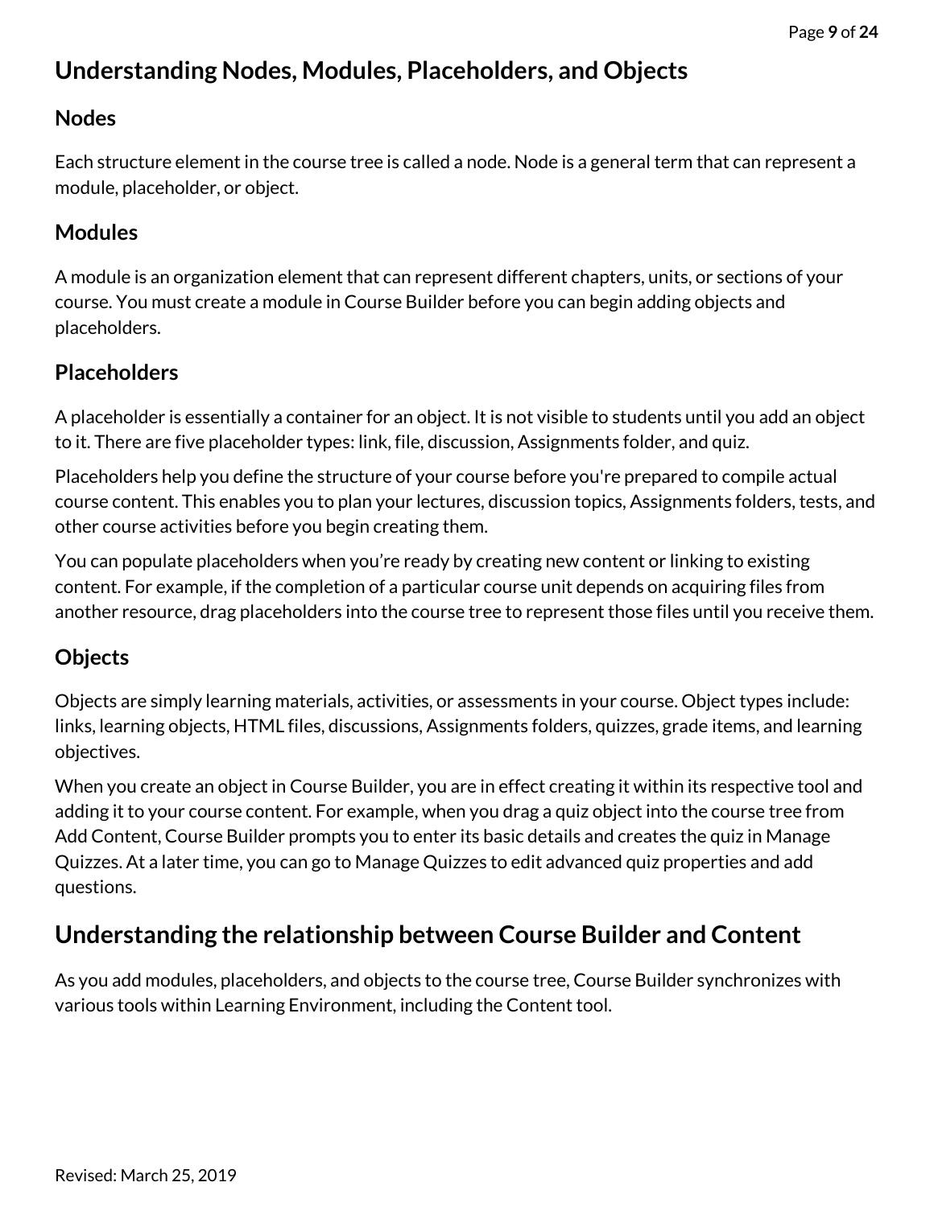## Understanding Nodes, Modules, Placeholders, and Objects

### Nodes

Each structure element in the course tree is called a node. Node is a general term that can represent a module, placeholder, or object.

### Modules

A module is an organization element that can represent different chapters, units, or sections of your course. You must create a module in Course Builder before you can begin adding objects and placeholders.

### Placeholders

A placeholder is essentially a container for an object. It is not visible to students until you add an object to it. There are five placeholder types: link, file, discussion, Assignments folder, and quiz.

Placeholders help you define the structure of your course before you're prepared to compile actual course content. This enables you to plan your lectures, discussion topics, Assignments folders, tests, and other course activities before you begin creating them.

You can populate placeholders when you're ready by creating new content or linking to existing content. For example, if the completion of a particular course unit depends on acquiring files from another resource, drag placeholders into the course tree to represent those files until you receive them.

### Objects

Objects are simply learning materials, activities, or assessments in your course. Object types include: links, learning objects, HTML files, discussions, Assignments folders, quizzes, grade items, and learning objectives.

When you create an object in Course Builder, you are in effect creating it within its respective tool and adding it to your course content. For example, when you drag a quiz object into the course tree from Add Content, Course Builder prompts you to enter its basic details and creates the quiz in Manage Quizzes. At a later time, you can go to Manage Quizzes to edit advanced quiz properties and add questions.

## Understanding the relationship between Course Builder and Content

As you add modules, placeholders, and objects to the course tree, Course Builder synchronizes with various tools within Learning Environment, including the Content tool.

Revised: March 25, 2019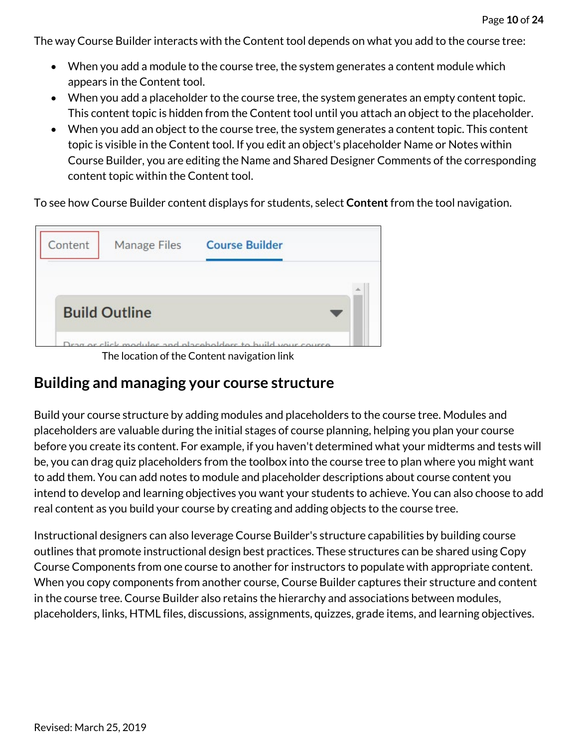The way Course Builder interacts with the Content tool depends on what you add to the course tree:

- When you add a module to the course tree, the system generates a content module which appears in the Content tool.
- When you add a placeholder to the course tree, the system generates an empty content topic. This content topic is hidden from the Content tool until you attach an object to the placeholder.
- When you add an object to the course tree, the system generates a content topic. This content topic is visible in the Content tool. If you edit an object's placeholder Name or Notes within Course Builder, you are editing the Name and Shared Designer Comments of the corresponding content topic within the Content tool.

To see how Course Builder content displays for students, select **Content** from the tool navigation.

The location of the Content navigation link

## Building and managing your course structure

Build your course structure by adding modules and placeholders to the course tree. Modules and placeholders are valuable during the initial stages of course planning, helping you plan your course before you create its content. For example, if you haven't determined what your midterms and tests will be, you can drag quiz placeholders from the toolbox into the course tree to plan where you might want to add them. You can add notes to module and placeholder descriptions about course content you intend to develop and learning objectives you want your students to achieve. You can also choose to add real content as you build your course by creating and adding objects to the course tree.

Instructional designers can also leverage Course Builder's structure capabilities by building course outlines that promote instructional design best practices. These structures can be shared using Copy Course Components from one course to another for instructors to populate with appropriate content. When you copy components from another course, Course Builder captures their structure and content in the course tree. Course Builder also retains the hierarchy and associations between modules, placeholders, links, HTML files, discussions, assignments, quizzes, grade items, and learning objectives.

Revised: March 25, 2019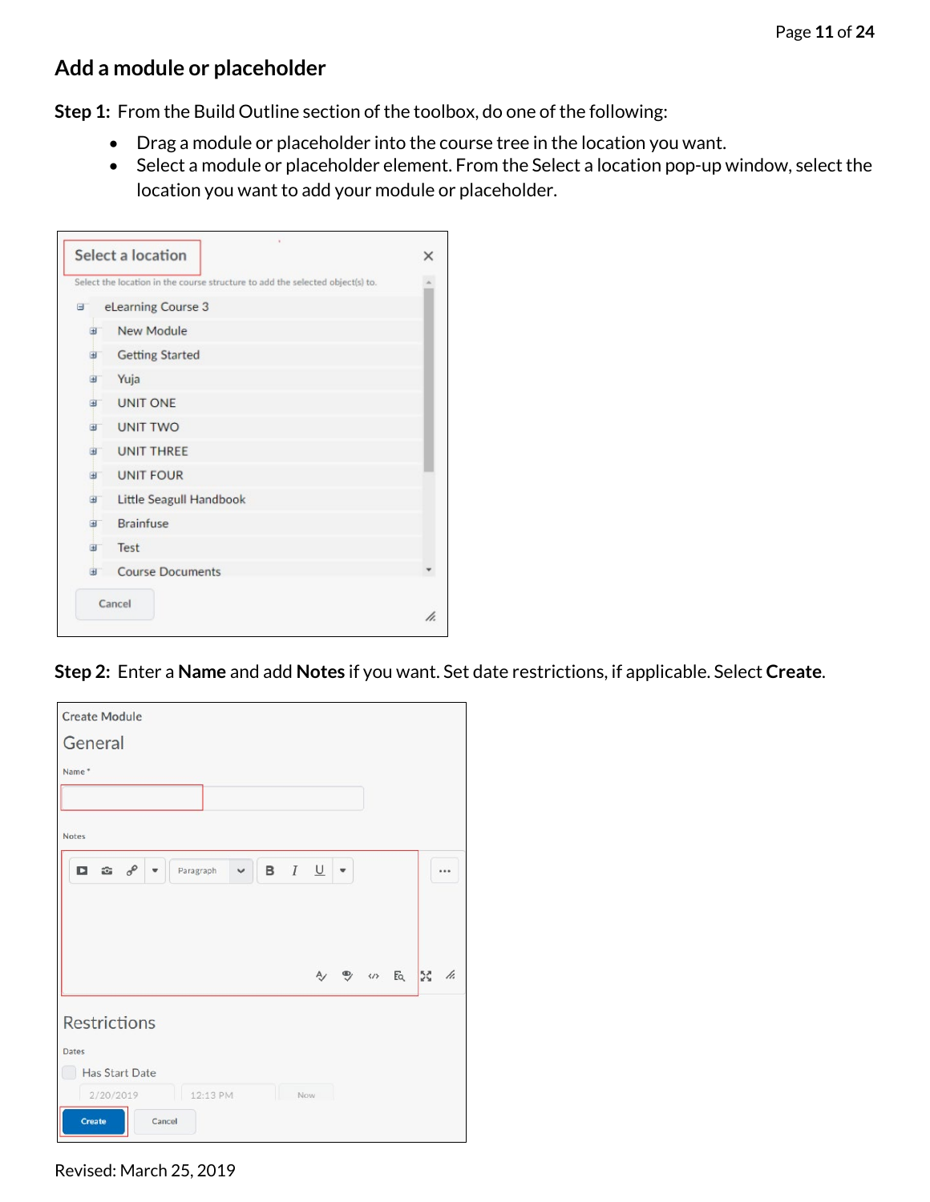## Add a module or placeholder

**Step 1:** From the Build Outline section of the toolbox, do one of the following:

- Drag a module or placeholder into the course tree in the location you want.
- Select a module or placeholder element. From the Select a location pop-up window, select the location you want to add your module or placeholder.

**Step 2:** Enter a **Name** and add **Notes** if you want. Set date restrictions, if applicable. Select **Create**.

Revised: March 25, 2019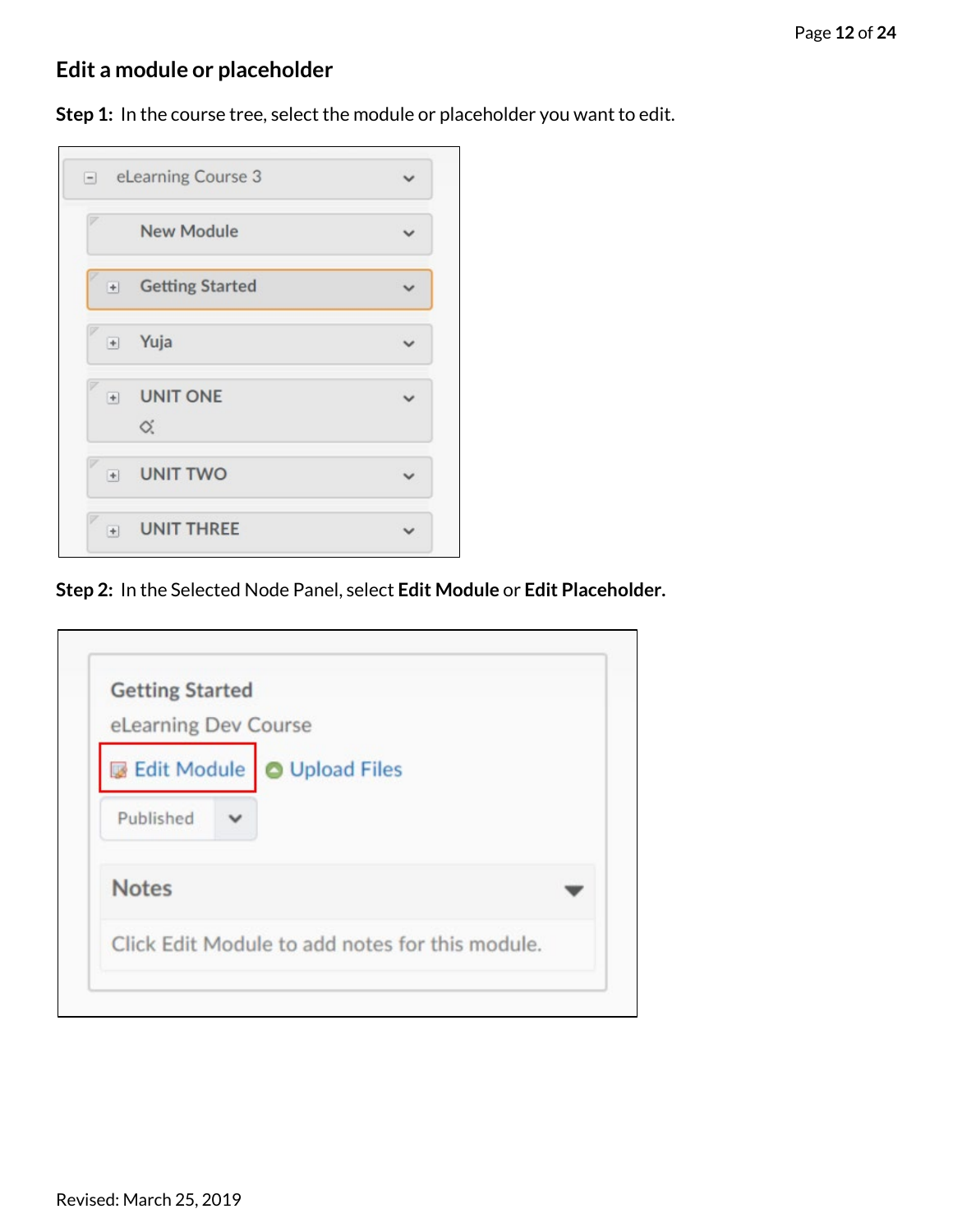## Edit a module or placeholder

**Step 1:** In the course tree, select the module or placeholder you want to edit.

**Step 2:** In the Selected Node Panel, select **Edit Module** or **Edit Placeholder.**

Revised: March 25, 2019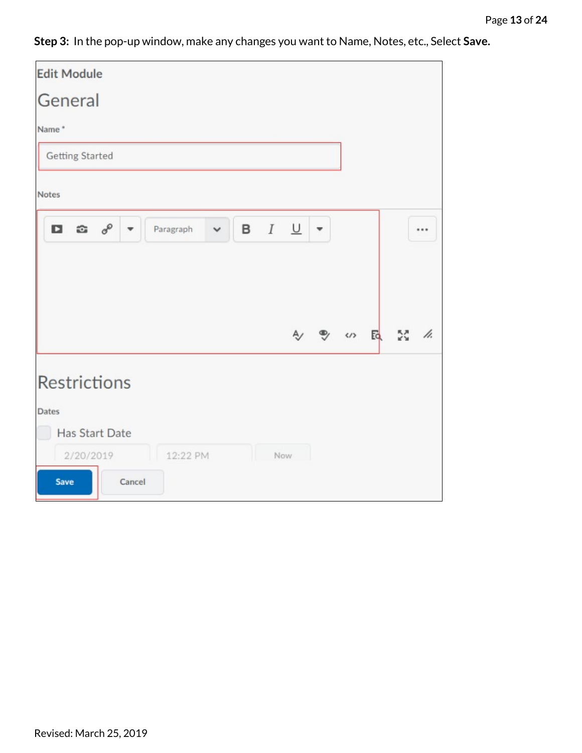**Step 3:** In the pop-up window, make any changes you want to Name, Notes, etc., Select **Save.**

Edit Module

General

Name *

Getting Started

Notes

Paragraph

Restrictions

Dates

Has Start Date

2/20/2019 12:22 PM Now

Save Cancel

Revised: March 25, 2019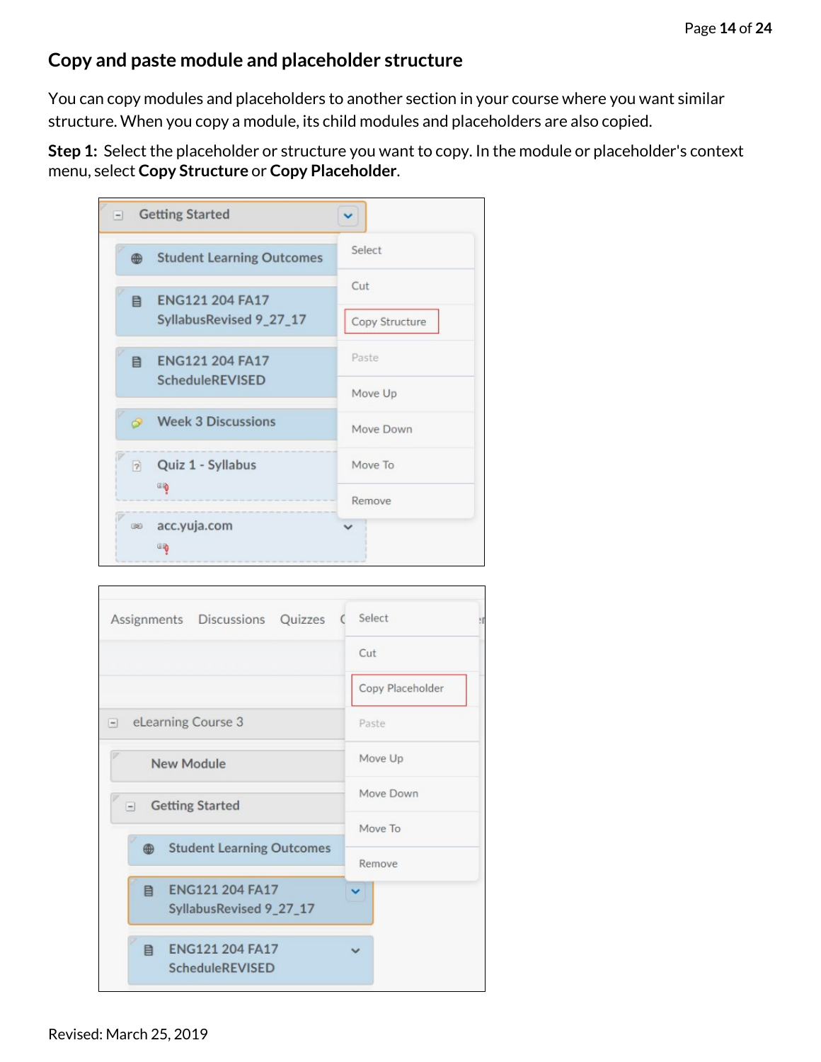## Copy and paste module and placeholder structure

You can copy modules and placeholders to another section in your course where you want similar structure. When you copy a module, its child modules and placeholders are also copied.

**Step 1:** Select the placeholder or structure you want to copy. In the module or placeholder's context menu, select **Copy Structure** or **Copy Placeholder**.

Revised: March 25, 2019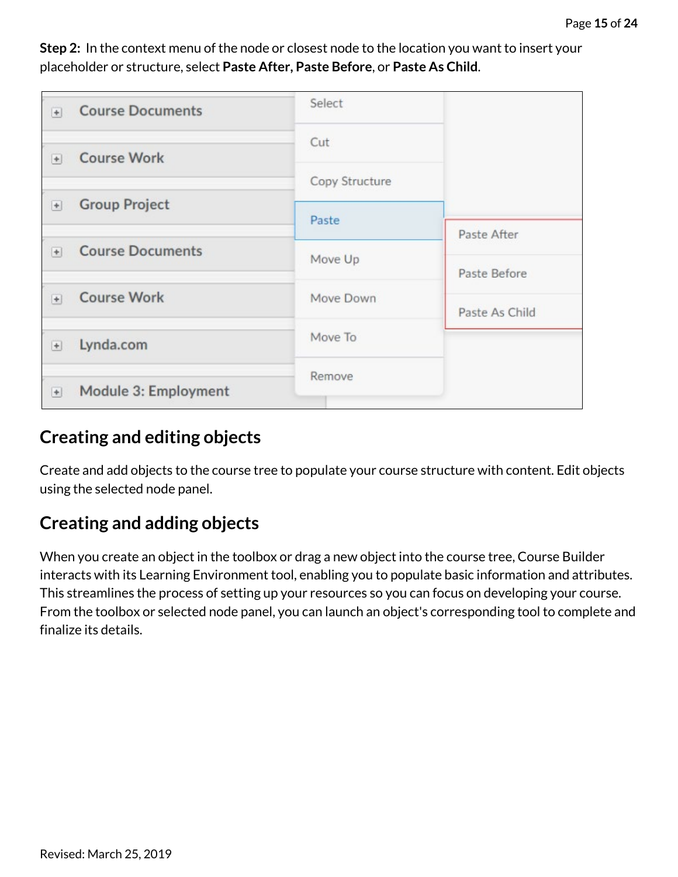**Step 2:** In the context menu of the node or closest node to the location you want to insert your placeholder or structure, select **Paste After, Paste Before**, or **Paste As Child**.

## Creating and editing objects

Create and add objects to the course tree to populate your course structure with content. Edit objects using the selected node panel.

## Creating and adding objects

When you create an object in the toolbox or drag a new object into the course tree, Course Builder interacts with its Learning Environment tool, enabling you to populate basic information and attributes. This streamlines the process of setting up your resources so you can focus on developing your course. From the toolbox or selected node panel, you can launch an object's corresponding tool to complete and finalize its details.

Revised: March 25, 2019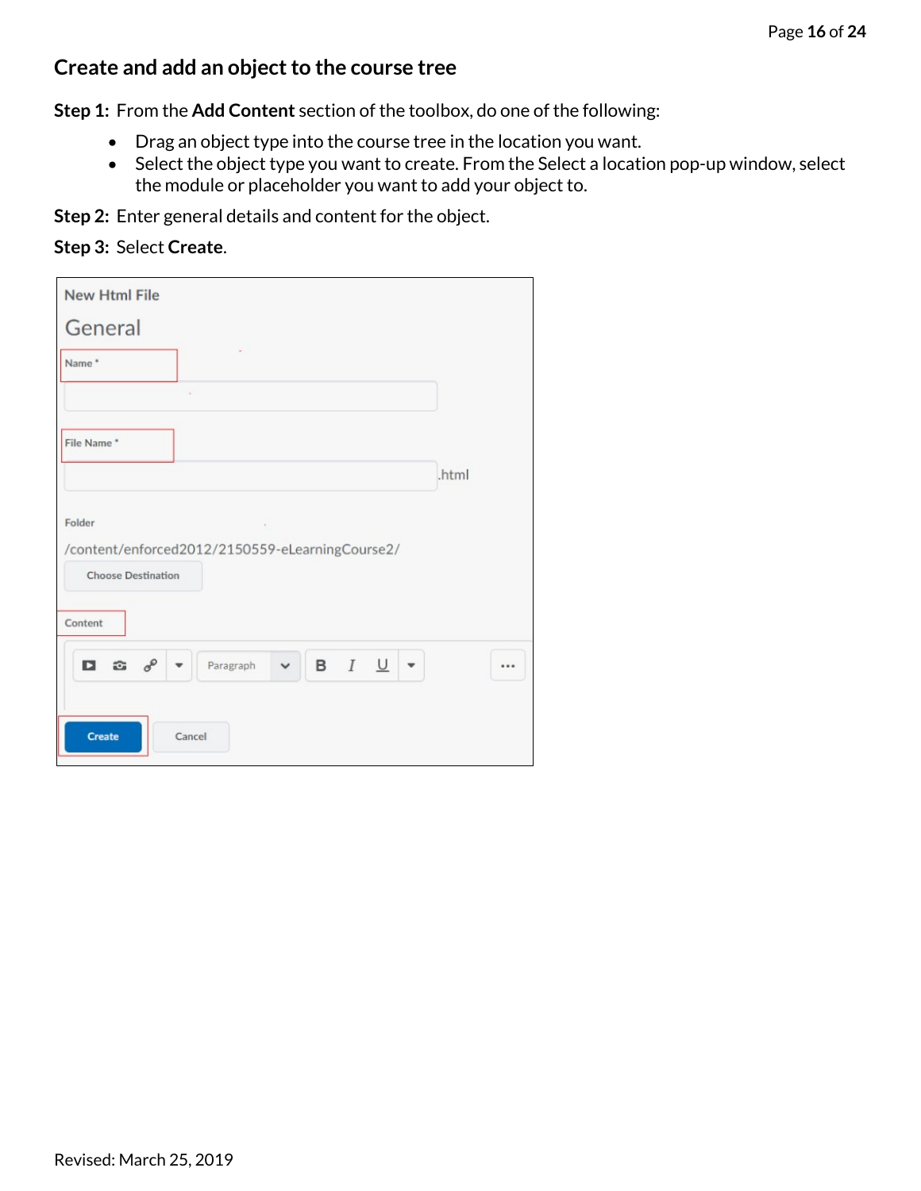## Create and add an object to the course tree

**Step 1:** From the **Add Content** section of the toolbox, do one of the following:

- Drag an object type into the course tree in the location you want.
- Select the object type you want to create. From the Select a location pop-up window, select the module or placeholder you want to add your object to.

**Step 2:** Enter general details and content for the object.

**Step 3:** Select **Create**.

New Html File

General

Name *

File Name *

.html

Folder

/content/enforced2012/2150559-eLearningCourse2/

Choose Destination

Content

Paragraph

Create

Cancel

Revised: March 25, 2019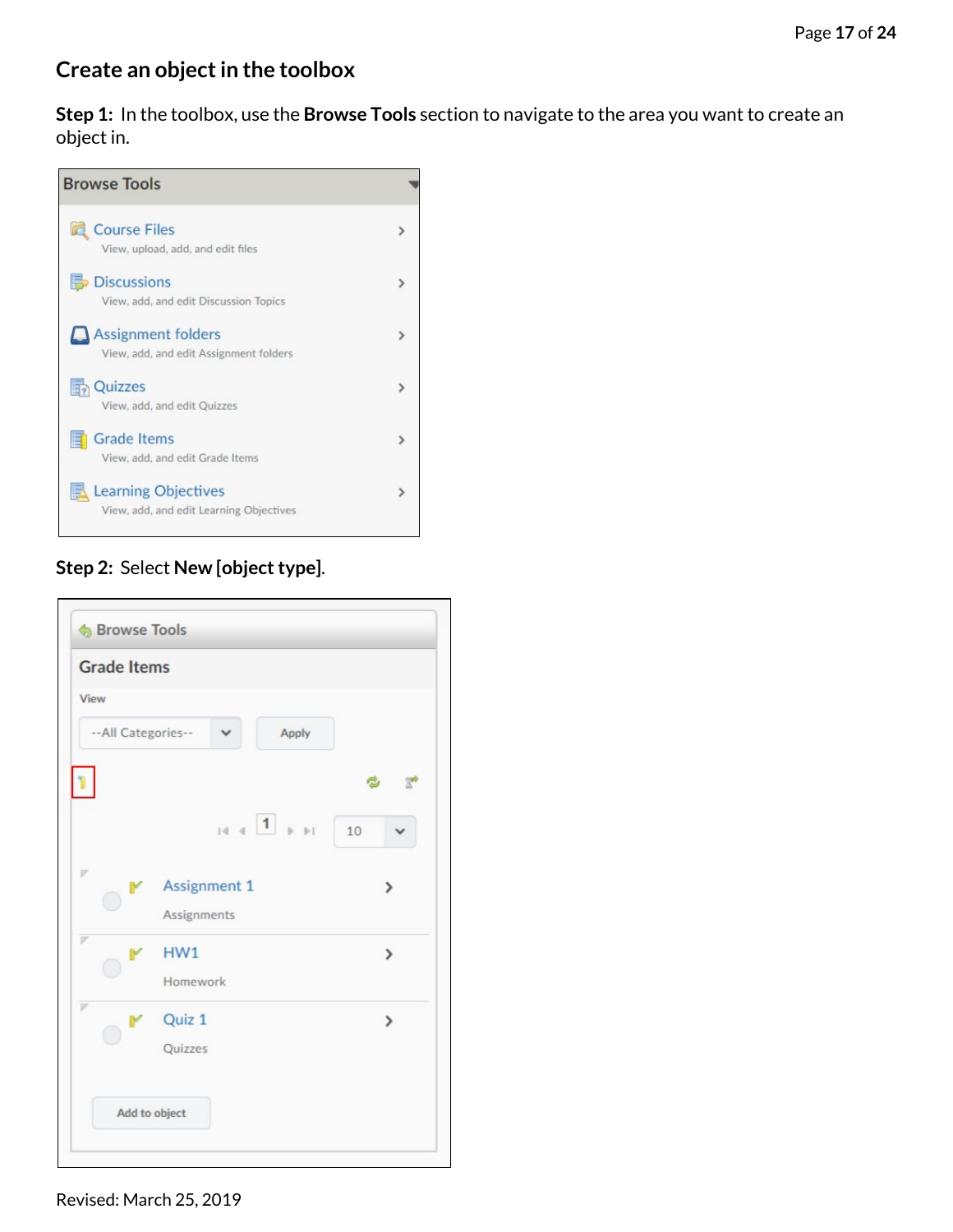## Create an object in the toolbox

**Step 1:** In the toolbox, use the **Browse Tools** section to navigate to the area you want to create an object in.

**Step 2:** Select **New [object type]**.

Revised: March 25, 2019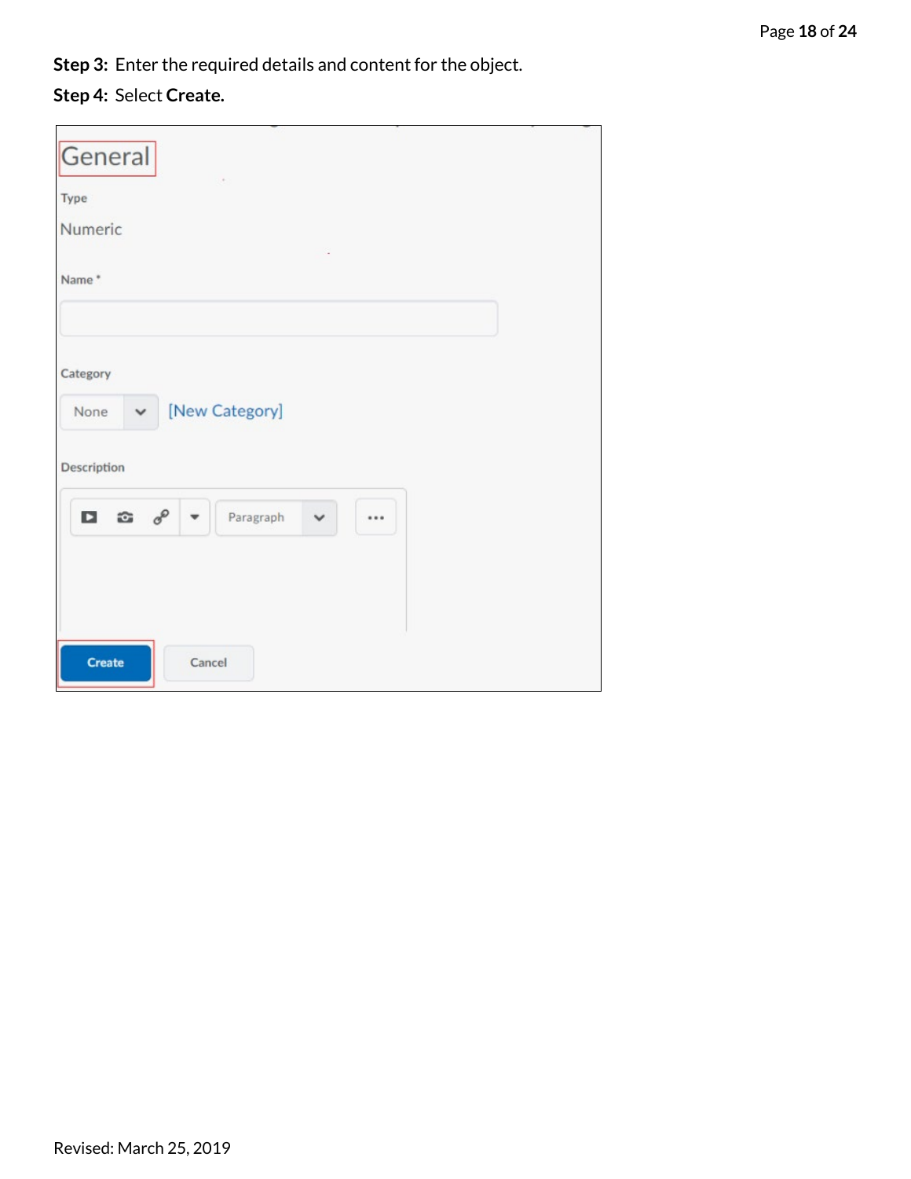**Step 3:** Enter the required details and content for the object.

**Step 4:** Select **Create.**

General

Type

Numeric

Name *

Category

None [New Category]

Description

Paragraph

Create Cancel

Revised: March 25, 2019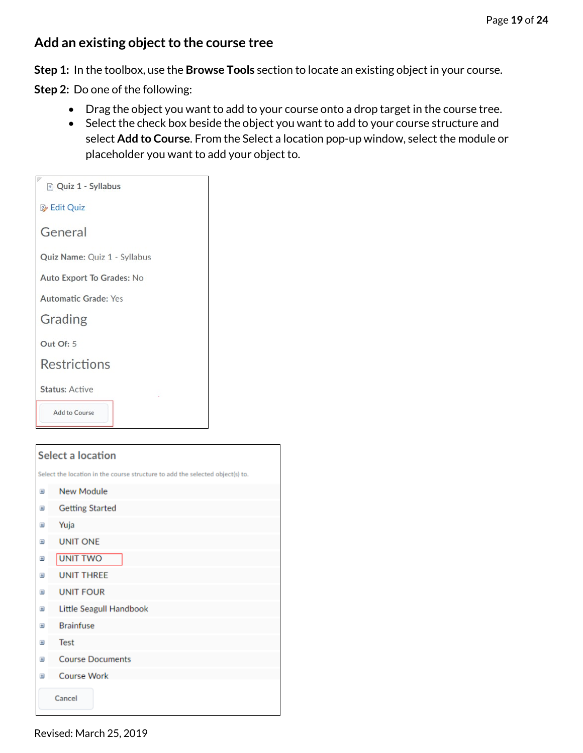## Add an existing object to the course tree

**Step 1:** In the toolbox, use the **Browse Tools** section to locate an existing object in your course.

**Step 2:** Do one of the following:

- Drag the object you want to add to your course onto a drop target in the course tree.
- Select the check box beside the object you want to add to your course structure and select **Add to Course**. From the Select a location pop-up window, select the module or placeholder you want to add your object to.

Quiz 1 - Syllabus

Edit Quiz

General

Quiz Name: Quiz 1 - Syllabus

Auto Export To Grades: No

Automatic Grade: Yes

Grading

Out Of: 5

Restrictions

Status: Active

Add to Course

Select a location

Select the location in the course structure to add the selected object(s) to.

- New Module
- Getting Started
- Yuja
- UNIT ONE
- UNIT TWO
- UNIT THREE
- UNIT FOUR
- Little Seagull Handbook
- Brainfuse
- Test
- Course Documents
- Course Work

Cancel

Revised: March 25, 2019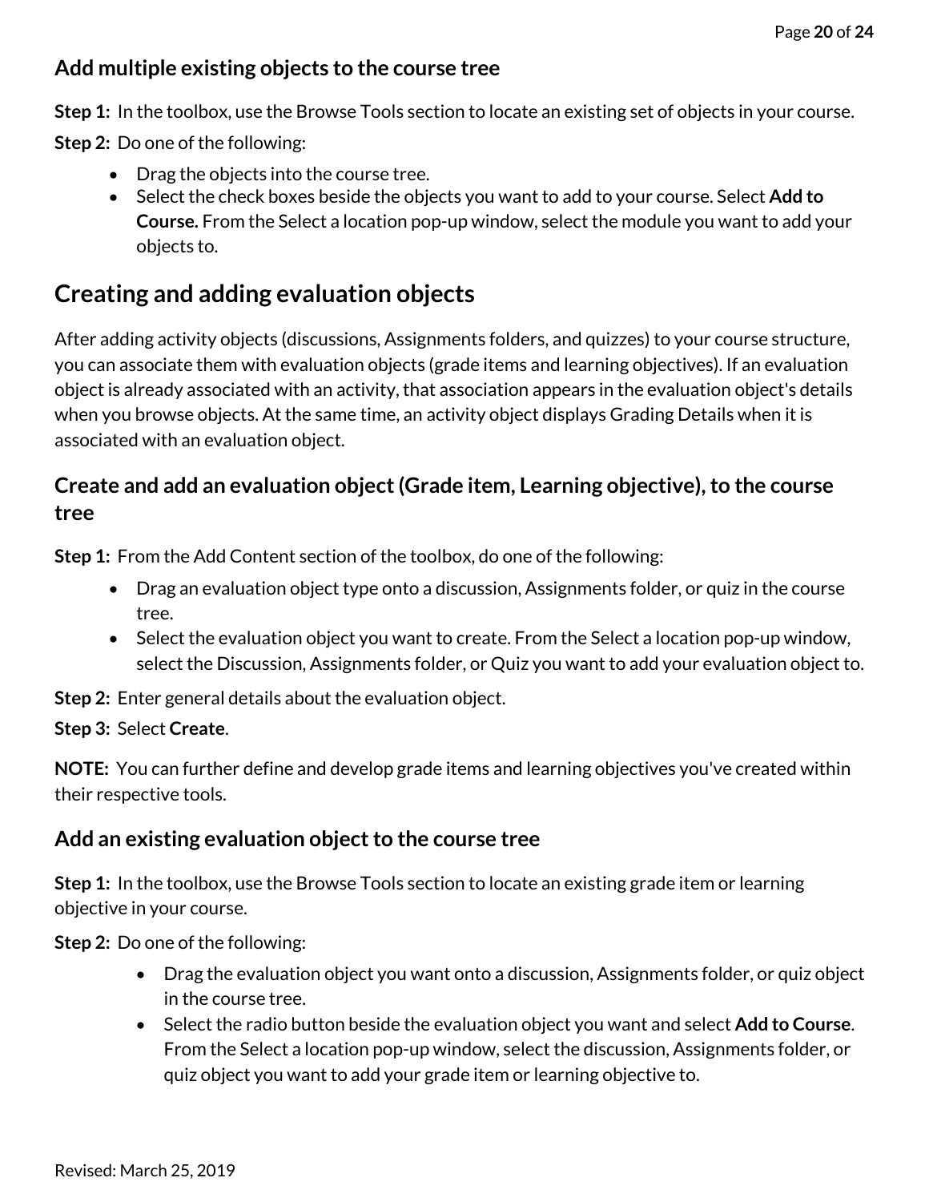### Add multiple existing objects to the course tree

**Step 1:** In the toolbox, use the Browse Tools section to locate an existing set of objects in your course.

**Step 2:** Do one of the following:

- Drag the objects into the course tree.
- Select the check boxes beside the objects you want to add to your course. Select **Add to Course.** From the Select a location pop-up window, select the module you want to add your objects to.

## Creating and adding evaluation objects

After adding activity objects (discussions, Assignments folders, and quizzes) to your course structure, you can associate them with evaluation objects (grade items and learning objectives). If an evaluation object is already associated with an activity, that association appears in the evaluation object's details when you browse objects. At the same time, an activity object displays Grading Details when it is associated with an evaluation object.

### Create and add an evaluation object (Grade item, Learning objective), to the course tree

**Step 1:** From the Add Content section of the toolbox, do one of the following:

- Drag an evaluation object type onto a discussion, Assignments folder, or quiz in the course tree.
- Select the evaluation object you want to create. From the Select a location pop-up window, select the Discussion, Assignments folder, or Quiz you want to add your evaluation object to.

**Step 2:** Enter general details about the evaluation object.

**Step 3:** Select **Create**.

**NOTE:** You can further define and develop grade items and learning objectives you've created within their respective tools.

### Add an existing evaluation object to the course tree

**Step 1:** In the toolbox, use the Browse Tools section to locate an existing grade item or learning objective in your course.

**Step 2:** Do one of the following:

- Drag the evaluation object you want onto a discussion, Assignments folder, or quiz object in the course tree.
- Select the radio button beside the evaluation object you want and select **Add to Course**. From the Select a location pop-up window, select the discussion, Assignments folder, or quiz object you want to add your grade item or learning objective to.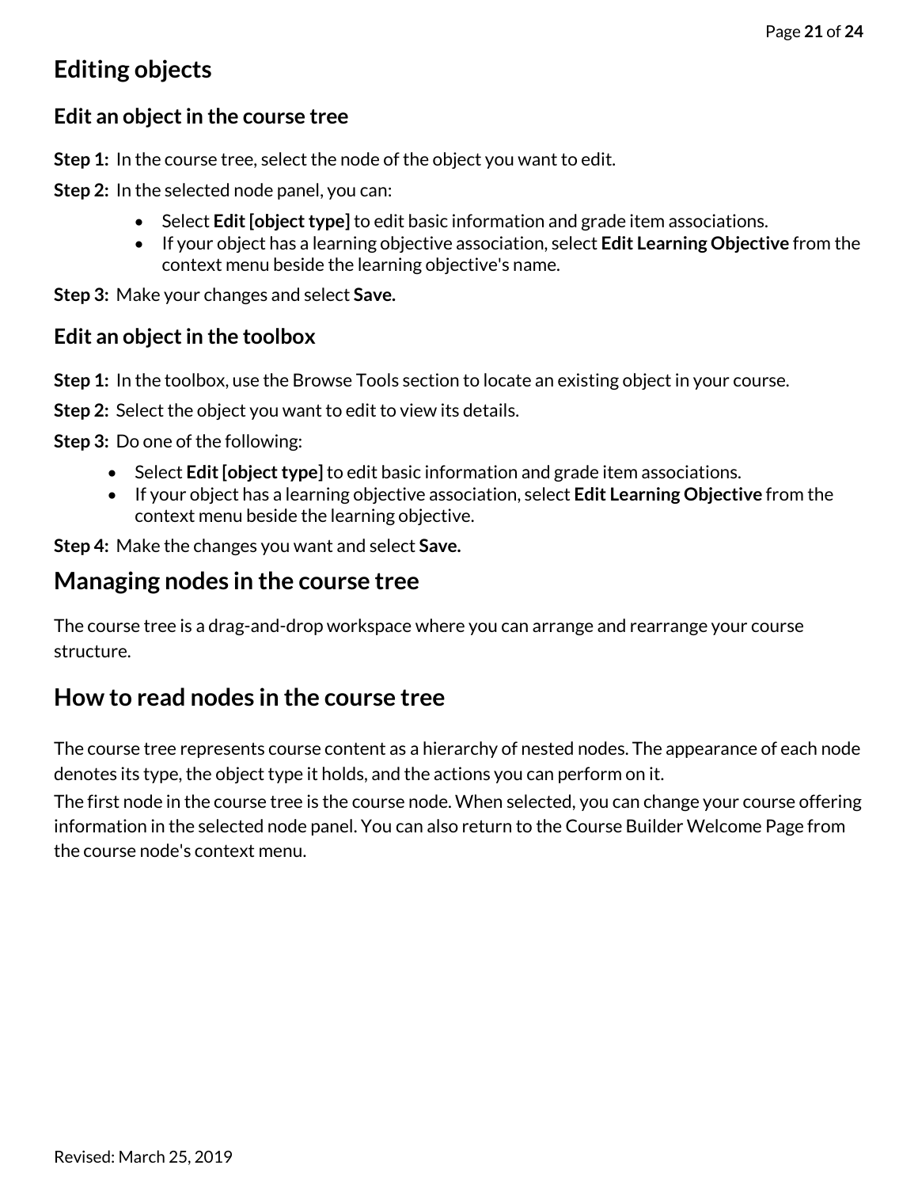# Editing objects

## Edit an object in the course tree

**Step 1:** In the course tree, select the node of the object you want to edit.

**Step 2:** In the selected node panel, you can:

- Select **Edit [object type]** to edit basic information and grade item associations.
- If your object has a learning objective association, select **Edit Learning Objective** from the context menu beside the learning objective's name.

**Step 3:** Make your changes and select **Save.**

## Edit an object in the toolbox

**Step 1:** In the toolbox, use the Browse Tools section to locate an existing object in your course.

**Step 2:** Select the object you want to edit to view its details.

**Step 3:** Do one of the following:

- Select **Edit [object type]** to edit basic information and grade item associations.
- If your object has a learning objective association, select **Edit Learning Objective** from the context menu beside the learning objective.

**Step 4:** Make the changes you want and select **Save.**

# Managing nodes in the course tree

The course tree is a drag-and-drop workspace where you can arrange and rearrange your course structure.

# How to read nodes in the course tree

The course tree represents course content as a hierarchy of nested nodes. The appearance of each node denotes its type, the object type it holds, and the actions you can perform on it.

The first node in the course tree is the course node. When selected, you can change your course offering information in the selected node panel. You can also return to the Course Builder Welcome Page from the course node's context menu.

Revised: March 25, 2019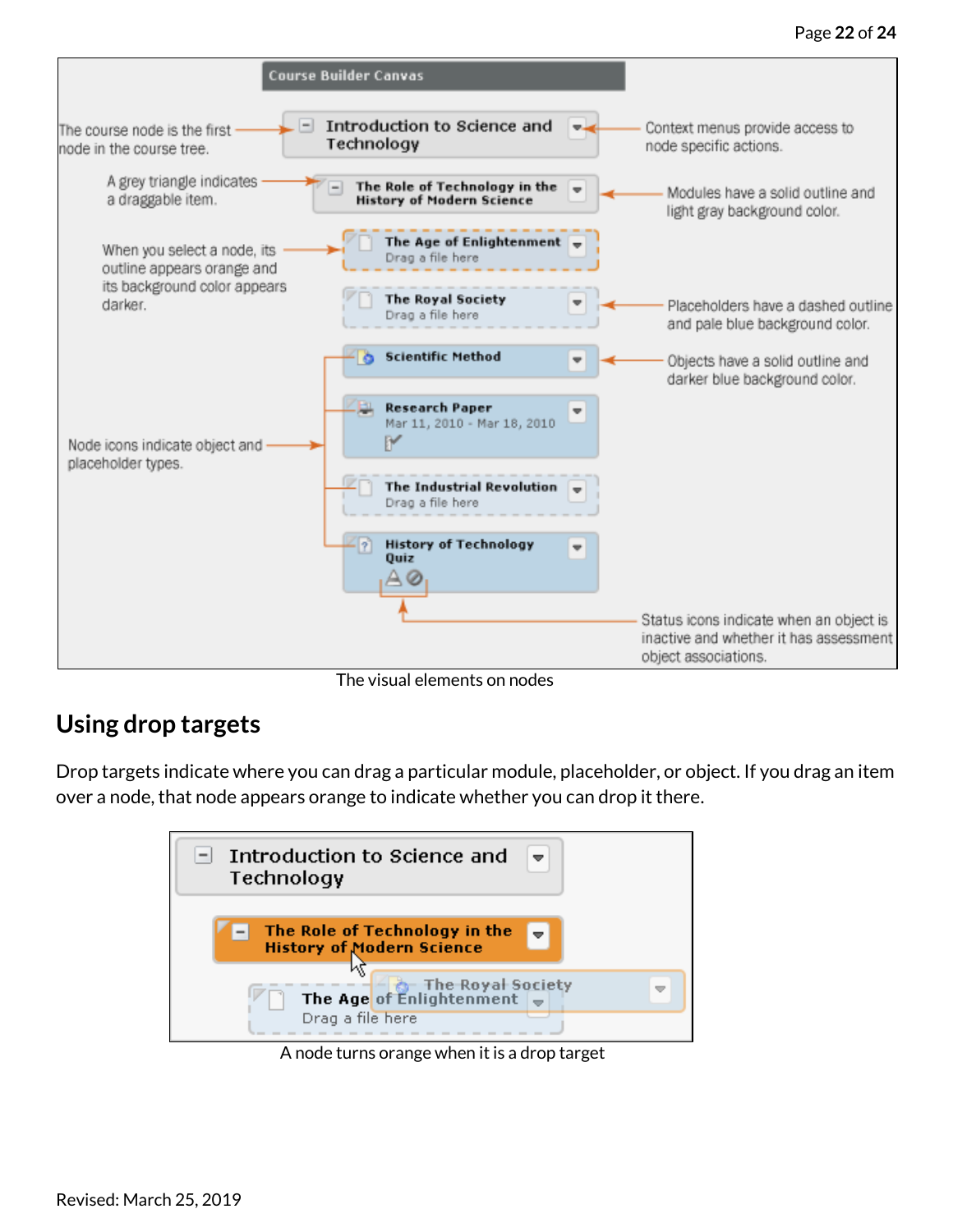The visual elements on nodes

## Using drop targets

Drop targets indicate where you can drag a particular module, placeholder, or object. If you drag an item over a node, that node appears orange to indicate whether you can drop it there.

A node turns orange when it is a drop target

Revised: March 25, 2019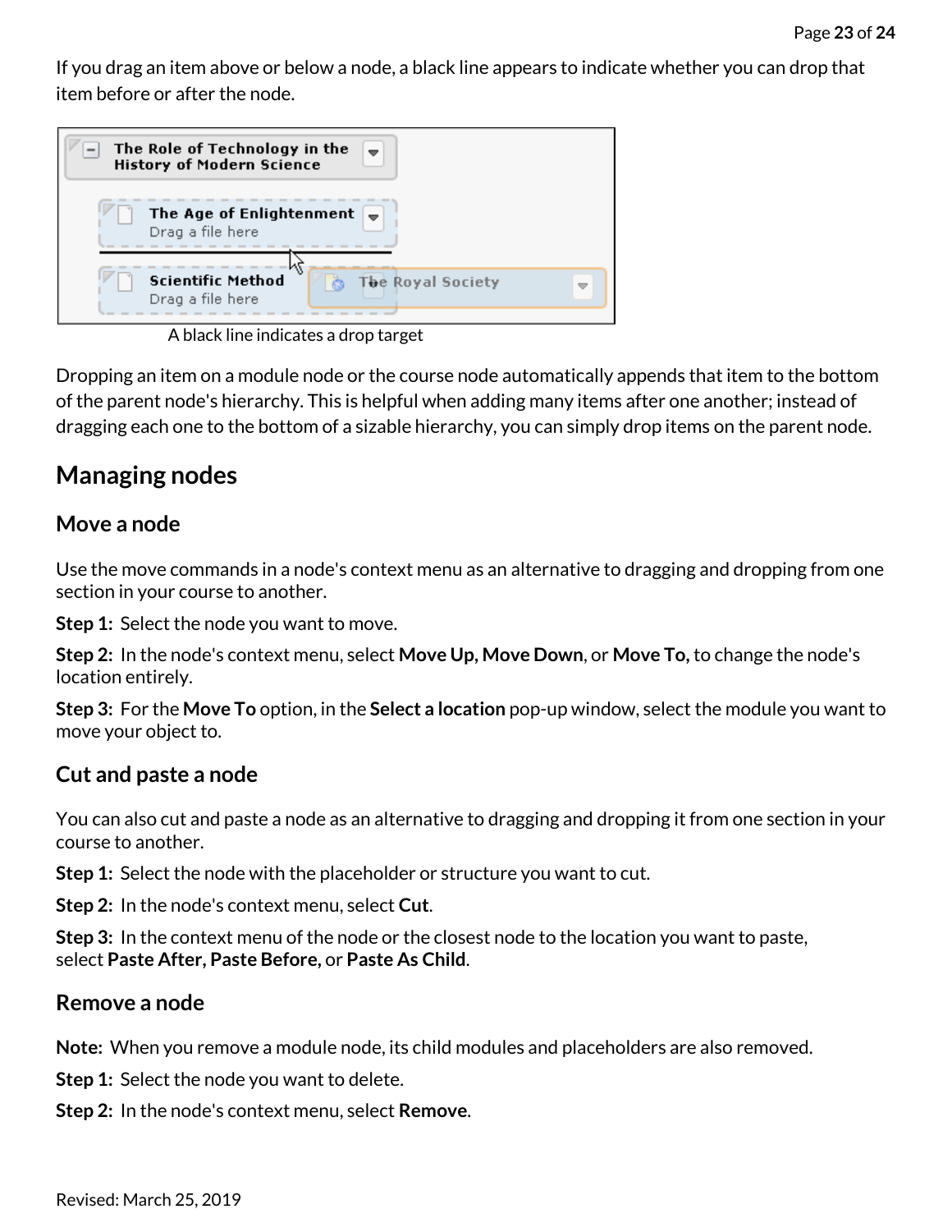If you drag an item above or below a node, a black line appears to indicate whether you can drop that item before or after the node.

A black line indicates a drop target

Dropping an item on a module node or the course node automatically appends that item to the bottom of the parent node's hierarchy. This is helpful when adding many items after one another; instead of dragging each one to the bottom of a sizable hierarchy, you can simply drop items on the parent node.

## Managing nodes

### Move a node

Use the move commands in a node's context menu as an alternative to dragging and dropping from one section in your course to another.

**Step 1:** Select the node you want to move.

**Step 2:** In the node's context menu, select **Move Up, Move Down**, or **Move To,** to change the node's location entirely.

**Step 3:** For the **Move To** option, in the **Select a location** pop-up window, select the module you want to move your object to.

### Cut and paste a node

You can also cut and paste a node as an alternative to dragging and dropping it from one section in your course to another.

**Step 1:** Select the node with the placeholder or structure you want to cut.

**Step 2:** In the node's context menu, select **Cut**.

**Step 3:** In the context menu of the node or the closest node to the location you want to paste, select **Paste After, Paste Before,** or **Paste As Child**.

### Remove a node

**Note:** When you remove a module node, its child modules and placeholders are also removed.

**Step 1:** Select the node you want to delete.

**Step 2:** In the node's context menu, select **Remove**.

Revised: March 25, 2019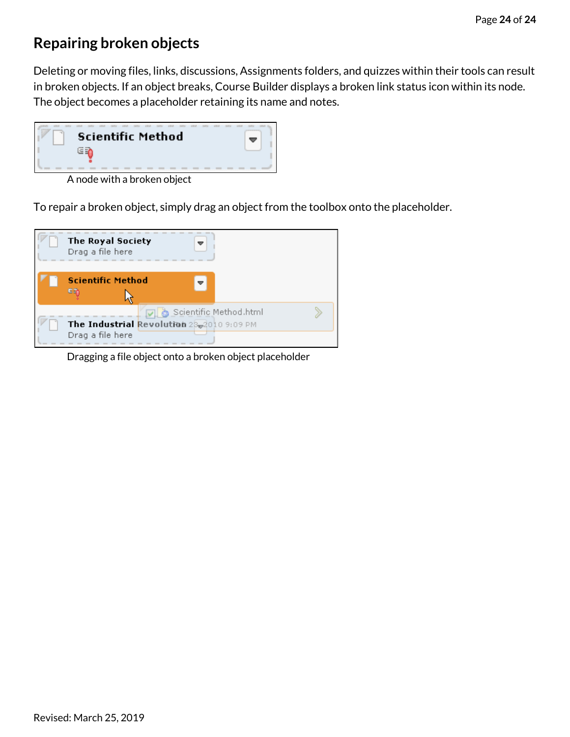## Repairing broken objects

Deleting or moving files, links, discussions, Assignments folders, and quizzes within their tools can result in broken objects. If an object breaks, Course Builder displays a broken link status icon within its node. The object becomes a placeholder retaining its name and notes.

A node with a broken object

To repair a broken object, simply drag an object from the toolbox onto the placeholder.

Dragging a file object onto a broken object placeholder

Revised: March 25, 2019